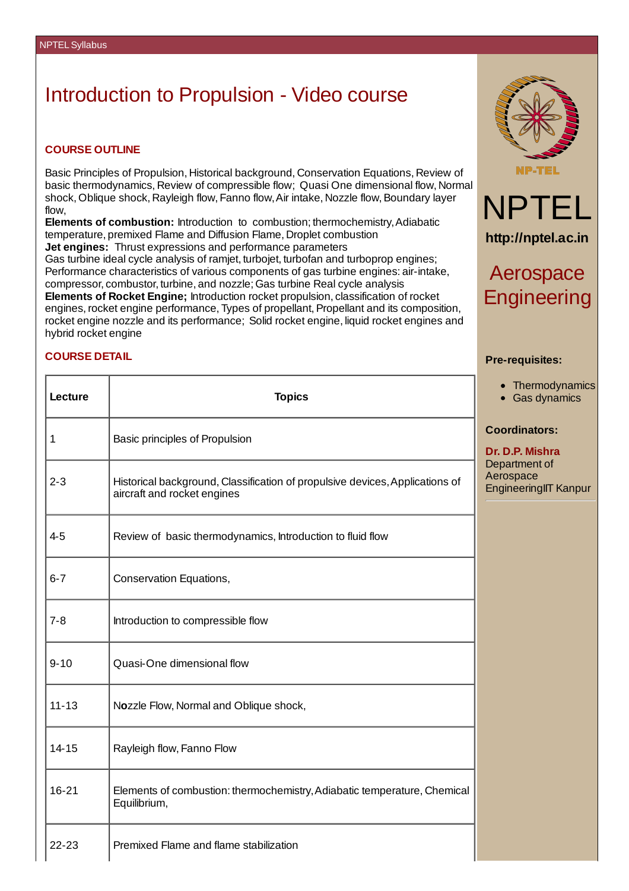# Introduction to Propulsion - Video course

## COURSE OUTLINE

Basic Principles of Propulsion, Historical background, Conservation Equations, Review of basic thermodynamics, Review of compressible flow; Quasi One dimensional flow, Normal shock, Oblique shock, Rayleigh flow, Fanno flow, Air intake, Nozzle flow, Boundary layer flow,

**Elements of combustion:** Introduction to combustion; thermochemistry, Adiabatic temperature, premixed Flame and Diffusion Flame, Droplet combustion

**Jet engines:** Thrust expressions and performance parameters

Gas turbine ideal cycle analysis of ramjet, turbojet, turbofan and turboprop engines; Performance characteristics of various components of gas turbine engines: air-intake, compressor, combustor, turbine, and nozzle; Gas turbine Real cycle analysis

**Elements of Rocket Engine;** Introduction rocket propulsion, classification of rocket engines, rocket engine performance, Types of propellant, Propellant and its composition, rocket engine nozzle and its performance; Solid rocket engine, liquid rocket engines and hybrid rocket engine

## COURSE DETAIL

| Lecture | Topics |
|---|---|
| 1 | Basic principles of Propulsion |
| 2-3 | Historical background, Classification of propulsive devices, Applications of aircraft and rocket engines |
| 4-5 | Review of basic thermodynamics, Introduction to fluid flow |
| 6-7 | Conservation Equations, |
| 7-8 | Introduction to compressible flow |
| 9-10 | Quasi-One dimensional flow |
| 11-13 | Nozzle Flow, Normal and Oblique shock, |
| 14-15 | Rayleigh flow, Fanno Flow |
| 16-21 | Elements of combustion: thermochemistry, Adiabatic temperature, Chemical Equilibrium, |
| 22-23 | Premixed Flame and flame stabilization |

NP-TEL

NPTEL

**http://nptel.ac.in**

Aerospace Engineering

**Pre-requisites:**

- Thermodynamics
- Gas dynamics

**Coordinators:**

**Dr. D.P. Mishra**
Department of Aerospace EngineeringIIT Kanpur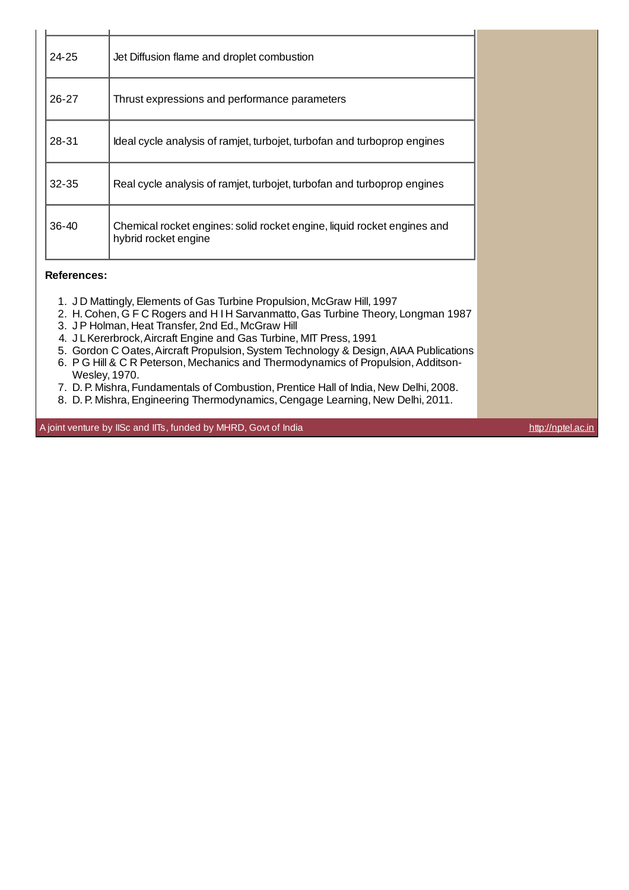| | |
|---|---|
| 24-25 | Jet Diffusion flame and droplet combustion |
| 26-27 | Thrust expressions and performance parameters |
| 28-31 | Ideal cycle analysis of ramjet, turbojet, turbofan and turboprop engines |
| 32-35 | Real cycle analysis of ramjet, turbojet, turbofan and turboprop engines |
| 36-40 | Chemical rocket engines: solid rocket engine, liquid rocket engines and hybrid rocket engine |

**References:**

1. J D Mattingly, Elements of Gas Turbine Propulsion, McGraw Hill, 1997
2. H. Cohen, G F C Rogers and H I H Sarvanmatto, Gas Turbine Theory, Longman 1987
3. J P Holman, Heat Transfer, 2nd Ed., McGraw Hill
4. J L Kererbrock, Aircraft Engine and Gas Turbine, MIT Press, 1991
5. Gordon C Oates, Aircraft Propulsion, System Technology & Design, AIAA Publications
6. P G Hill & C R Peterson, Mechanics and Thermodynamics of Propulsion, Additson-Wesley, 1970.
7. D. P. Mishra, Fundamentals of Combustion, Prentice Hall of India, New Delhi, 2008.
8. D. P. Mishra, Engineering Thermodynamics, Cengage Learning, New Delhi, 2011.